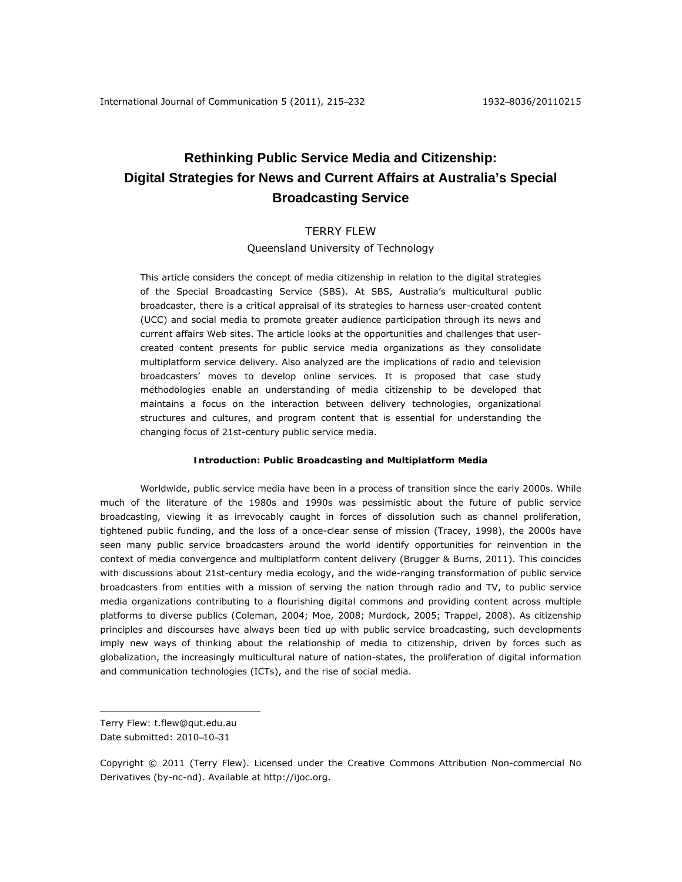# Rethinking Public Service Media and Citizenship: Digital Strategies for News and Current Affairs at Australia's Special Broadcasting Service

TERRY FLEW

Queensland University of Technology

This article considers the concept of media citizenship in relation to the digital strategies of the Special Broadcasting Service (SBS). At SBS, Australia's multicultural public broadcaster, there is a critical appraisal of its strategies to harness user-created content (UCC) and social media to promote greater audience participation through its news and current affairs Web sites. The article looks at the opportunities and challenges that user-created content presents for public service media organizations as they consolidate multiplatform service delivery. Also analyzed are the implications of radio and television broadcasters' moves to develop online services. It is proposed that case study methodologies enable an understanding of media citizenship to be developed that maintains a focus on the interaction between delivery technologies, organizational structures and cultures, and program content that is essential for understanding the changing focus of 21st-century public service media.

## Introduction: Public Broadcasting and Multiplatform Media

Worldwide, public service media have been in a process of transition since the early 2000s. While much of the literature of the 1980s and 1990s was pessimistic about the future of public service broadcasting, viewing it as irrevocably caught in forces of dissolution such as channel proliferation, tightened public funding, and the loss of a once-clear sense of mission (Tracey, 1998), the 2000s have seen many public service broadcasters around the world identify opportunities for reinvention in the context of media convergence and multiplatform content delivery (Brugger & Burns, 2011). This coincides with discussions about 21st-century media ecology, and the wide-ranging transformation of public service broadcasters from entities with a mission of serving the nation through radio and TV, to public service media organizations contributing to a flourishing digital commons and providing content across multiple platforms to diverse publics (Coleman, 2004; Moe, 2008; Murdock, 2005; Trappel, 2008). As citizenship principles and discourses have always been tied up with public service broadcasting, such developments imply new ways of thinking about the relationship of media to citizenship, driven by forces such as globalization, the increasingly multicultural nature of nation-states, the proliferation of digital information and communication technologies (ICTs), and the rise of social media.

---

Terry Flew: t.flew@qut.edu.au

Date submitted: 2010–10–31

Copyright © 2011 (Terry Flew). Licensed under the Creative Commons Attribution Non-commercial No Derivatives (by-nc-nd). Available at http://ijoc.org.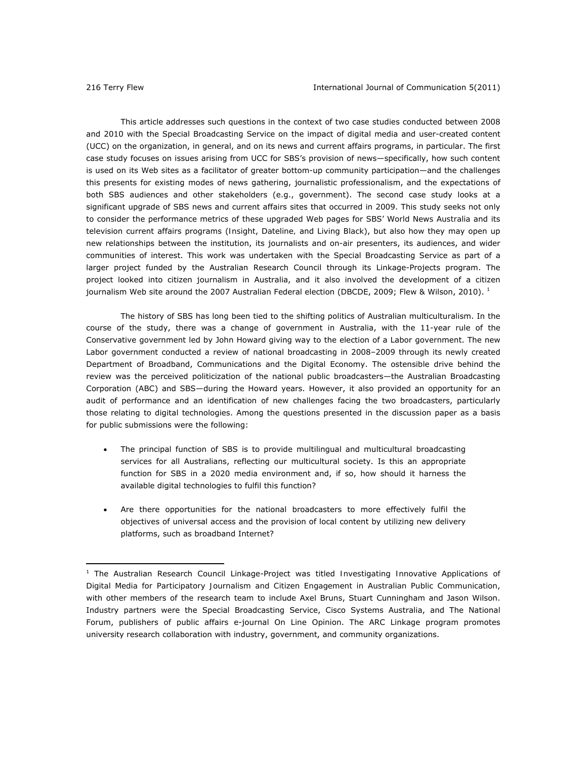This article addresses such questions in the context of two case studies conducted between 2008 and 2010 with the Special Broadcasting Service on the impact of digital media and user-created content (UCC) on the organization, in general, and on its news and current affairs programs, in particular. The first case study focuses on issues arising from UCC for SBS's provision of news—specifically, how such content is used on its Web sites as a facilitator of greater bottom-up community participation—and the challenges this presents for existing modes of news gathering, journalistic professionalism, and the expectations of both SBS audiences and other stakeholders (e.g., government). The second case study looks at a significant upgrade of SBS news and current affairs sites that occurred in 2009. This study seeks not only to consider the performance metrics of these upgraded Web pages for SBS' World News Australia and its television current affairs programs (*Insight*, *Dateline*, and *Living Black*), but also how they may open up new relationships between the institution, its journalists and on-air presenters, its audiences, and wider communities of interest. This work was undertaken with the Special Broadcasting Service as part of a larger project funded by the Australian Research Council through its Linkage-Projects program. The project looked into citizen journalism in Australia, and it also involved the development of a citizen journalism Web site around the 2007 Australian Federal election (DBCDE, 2009; Flew & Wilson, 2010). [1]

The history of SBS has long been tied to the shifting politics of Australian multiculturalism. In the course of the study, there was a change of government in Australia, with the 11-year rule of the Conservative government led by John Howard giving way to the election of a Labor government. The new Labor government conducted a review of national broadcasting in 2008–2009 through its newly created Department of Broadband, Communications and the Digital Economy. The ostensible drive behind the review was the perceived politicization of the national public broadcasters—the Australian Broadcasting Corporation (ABC) and SBS—during the Howard years. However, it also provided an opportunity for an audit of performance and an identification of new challenges facing the two broadcasters, particularly those relating to digital technologies. Among the questions presented in the discussion paper as a basis for public submissions were the following:

- The principal function of SBS is to provide multilingual and multicultural broadcasting services for all Australians, reflecting our multicultural society. Is this an appropriate function for SBS in a 2020 media environment and, if so, how should it harness the available digital technologies to fulfil this function?
- Are there opportunities for the national broadcasters to more effectively fulfil the objectives of universal access and the provision of local content by utilizing new delivery platforms, such as broadband Internet?

[1] The Australian Research Council Linkage-Project was titled Investigating Innovative Applications of Digital Media for Participatory Journalism and Citizen Engagement in Australian Public Communication, with other members of the research team to include Axel Bruns, Stuart Cunningham and Jason Wilson. Industry partners were the Special Broadcasting Service, Cisco Systems Australia, and The National Forum, publishers of public affairs e-journal On Line Opinion. The ARC Linkage program promotes university research collaboration with industry, government, and community organizations.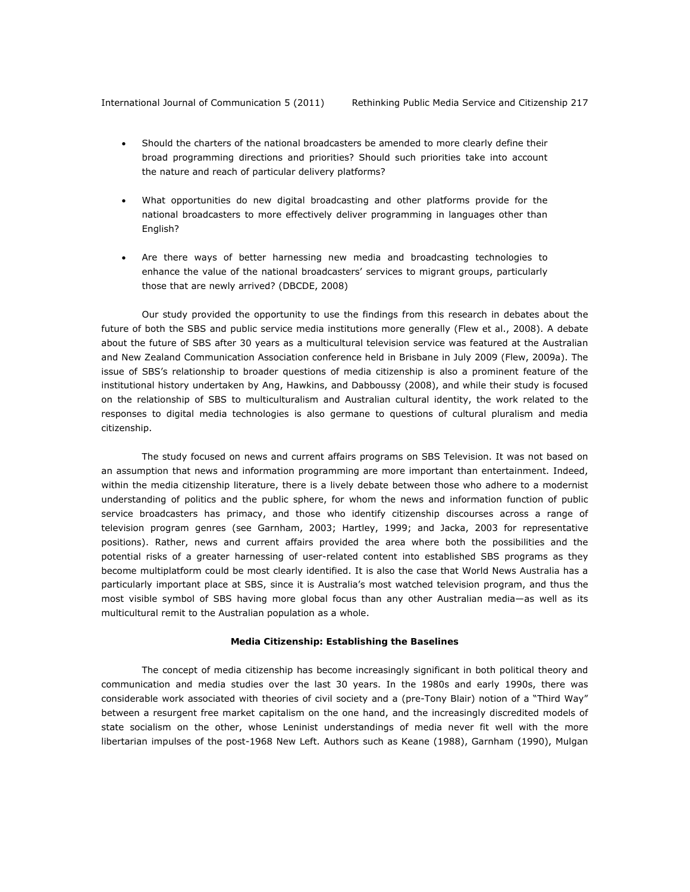- Should the charters of the national broadcasters be amended to more clearly define their broad programming directions and priorities? Should such priorities take into account the nature and reach of particular delivery platforms?
- What opportunities do new digital broadcasting and other platforms provide for the national broadcasters to more effectively deliver programming in languages other than English?
- Are there ways of better harnessing new media and broadcasting technologies to enhance the value of the national broadcasters' services to migrant groups, particularly those that are newly arrived? (DBCDE, 2008)

Our study provided the opportunity to use the findings from this research in debates about the future of both the SBS and public service media institutions more generally (Flew et al., 2008). A debate about the future of SBS after 30 years as a multicultural television service was featured at the Australian and New Zealand Communication Association conference held in Brisbane in July 2009 (Flew, 2009a). The issue of SBS's relationship to broader questions of media citizenship is also a prominent feature of the institutional history undertaken by Ang, Hawkins, and Dabboussy (2008), and while their study is focused on the relationship of SBS to multiculturalism and Australian cultural identity, the work related to the responses to digital media technologies is also germane to questions of cultural pluralism and media citizenship.

The study focused on news and current affairs programs on SBS Television. It was not based on an assumption that news and information programming are more important than entertainment. Indeed, within the media citizenship literature, there is a lively debate between those who adhere to a modernist understanding of politics and the public sphere, for whom the news and information function of public service broadcasters has primacy, and those who identify citizenship discourses across a range of television program genres (see Garnham, 2003; Hartley, 1999; and Jacka, 2003 for representative positions). Rather, news and current affairs provided the area where both the possibilities and the potential risks of a greater harnessing of user-related content into established SBS programs as they become multiplatform could be most clearly identified. It is also the case that World News Australia has a particularly important place at SBS, since it is Australia's most watched television program, and thus the most visible symbol of SBS having more global focus than any other Australian media—as well as its multicultural remit to the Australian population as a whole.

### Media Citizenship: Establishing the Baselines

The concept of media citizenship has become increasingly significant in both political theory and communication and media studies over the last 30 years. In the 1980s and early 1990s, there was considerable work associated with theories of civil society and a (pre-Tony Blair) notion of a "Third Way" between a resurgent free market capitalism on the one hand, and the increasingly discredited models of state socialism on the other, whose Leninist understandings of media never fit well with the more libertarian impulses of the post-1968 New Left. Authors such as Keane (1988), Garnham (1990), Mulgan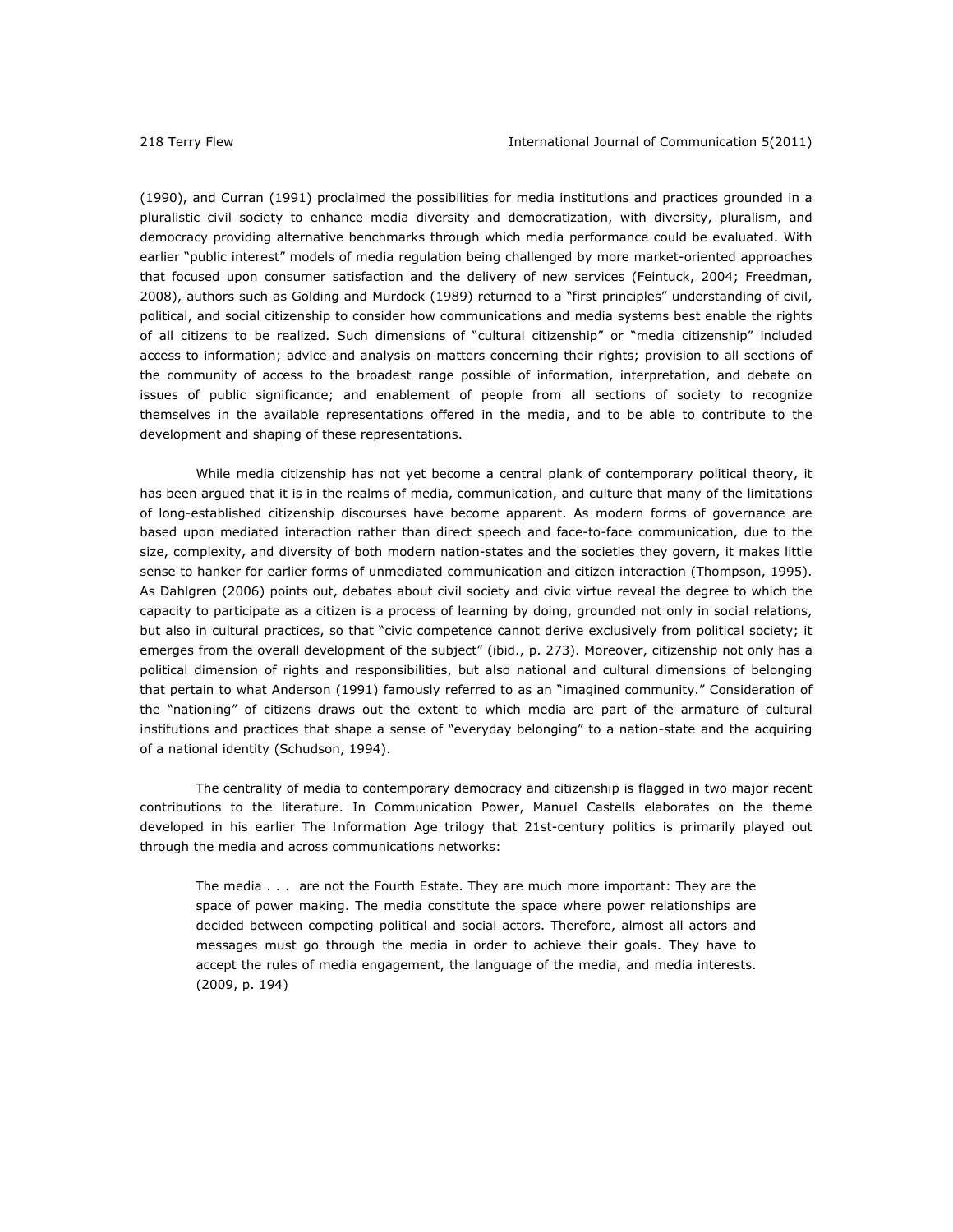(1990), and Curran (1991) proclaimed the possibilities for media institutions and practices grounded in a pluralistic civil society to enhance media diversity and democratization, with diversity, pluralism, and democracy providing alternative benchmarks through which media performance could be evaluated. With earlier "public interest" models of media regulation being challenged by more market-oriented approaches that focused upon consumer satisfaction and the delivery of new services (Feintuck, 2004; Freedman, 2008), authors such as Golding and Murdock (1989) returned to a "first principles" understanding of civil, political, and social citizenship to consider how communications and media systems best enable the rights of all citizens to be realized. Such dimensions of "cultural citizenship" or "media citizenship" included access to information; advice and analysis on matters concerning their rights; provision to all sections of the community of access to the broadest range possible of information, interpretation, and debate on issues of public significance; and enablement of people from all sections of society to recognize themselves in the available representations offered in the media, and to be able to contribute to the development and shaping of these representations.

While media citizenship has not yet become a central plank of contemporary political theory, it has been argued that it is in the realms of media, communication, and culture that many of the limitations of long-established citizenship discourses have become apparent. As modern forms of governance are based upon mediated interaction rather than direct speech and face-to-face communication, due to the size, complexity, and diversity of both modern nation-states and the societies they govern, it makes little sense to hanker for earlier forms of unmediated communication and citizen interaction (Thompson, 1995). As Dahlgren (2006) points out, debates about civil society and civic virtue reveal the degree to which the capacity to participate as a citizen is a process of learning by doing, grounded not only in social relations, but also in cultural practices, so that "civic competence cannot derive exclusively from political society; it emerges from the overall development of the subject" (ibid., p. 273). Moreover, citizenship not only has a political dimension of rights and responsibilities, but also national and cultural dimensions of belonging that pertain to what Anderson (1991) famously referred to as an "imagined community." Consideration of the "nationing" of citizens draws out the extent to which media are part of the armature of cultural institutions and practices that shape a sense of "everyday belonging" to a nation-state and the acquiring of a national identity (Schudson, 1994).

The centrality of media to contemporary democracy and citizenship is flagged in two major recent contributions to the literature. In Communication Power, Manuel Castells elaborates on the theme developed in his earlier The Information Age trilogy that 21st-century politics is primarily played out through the media and across communications networks:

> The media . . . are not the Fourth Estate. They are much more important: They are the space of power making. The media constitute the space where power relationships are decided between competing political and social actors. Therefore, almost all actors and messages must go through the media in order to achieve their goals. They have to accept the rules of media engagement, the language of the media, and media interests. (2009, p. 194)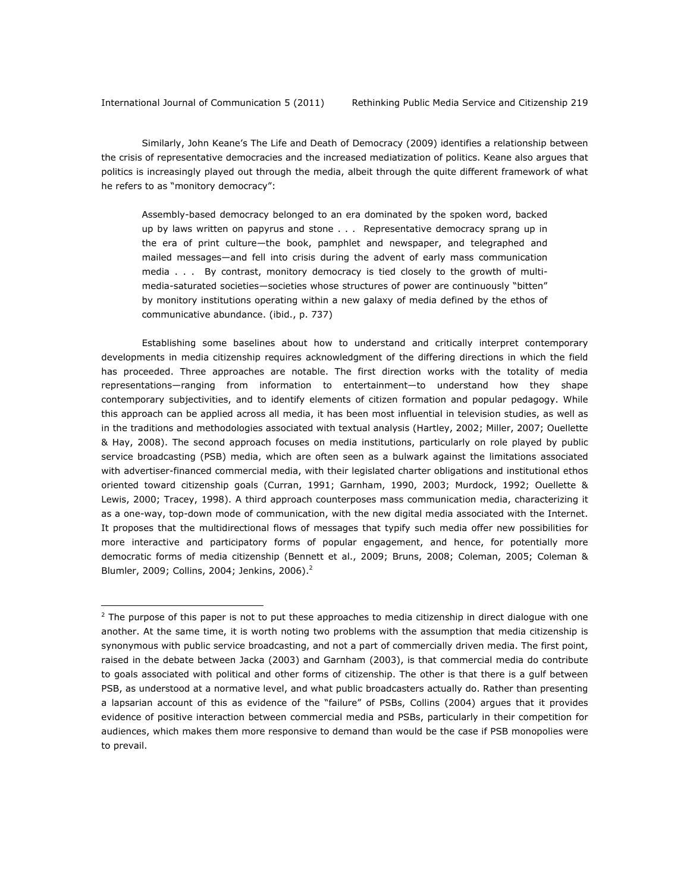Similarly, John Keane's The Life and Death of Democracy (2009) identifies a relationship between the crisis of representative democracies and the increased mediatization of politics. Keane also argues that politics is increasingly played out through the media, albeit through the quite different framework of what he refers to as "monitory democracy":

> Assembly-based democracy belonged to an era dominated by the spoken word, backed up by laws written on papyrus and stone . . . Representative democracy sprang up in the era of print culture—the book, pamphlet and newspaper, and telegraphed and mailed messages—and fell into crisis during the advent of early mass communication media . . . By contrast, monitory democracy is tied closely to the growth of multi-media-saturated societies—societies whose structures of power are continuously "bitten" by monitory institutions operating within a new galaxy of media defined by the ethos of communicative abundance. (ibid., p. 737)

Establishing some baselines about how to understand and critically interpret contemporary developments in media citizenship requires acknowledgment of the differing directions in which the field has proceeded. Three approaches are notable. The first direction works with the totality of media representations—ranging from information to entertainment—to understand how they shape contemporary subjectivities, and to identify elements of citizen formation and popular pedagogy. While this approach can be applied across all media, it has been most influential in television studies, as well as in the traditions and methodologies associated with textual analysis (Hartley, 2002; Miller, 2007; Ouellette & Hay, 2008). The second approach focuses on media institutions, particularly on role played by public service broadcasting (PSB) media, which are often seen as a bulwark against the limitations associated with advertiser-financed commercial media, with their legislated charter obligations and institutional ethos oriented toward citizenship goals (Curran, 1991; Garnham, 1990, 2003; Murdock, 1992; Ouellette & Lewis, 2000; Tracey, 1998). A third approach counterposes mass communication media, characterizing it as a one-way, top-down mode of communication, with the new digital media associated with the Internet. It proposes that the multidirectional flows of messages that typify such media offer new possibilities for more interactive and participatory forms of popular engagement, and hence, for potentially more democratic forms of media citizenship (Bennett et al., 2009; Bruns, 2008; Coleman, 2005; Coleman & Blumler, 2009; Collins, 2004; Jenkins, 2006).[2]

---

[2] The purpose of this paper is not to put these approaches to media citizenship in direct dialogue with one another. At the same time, it is worth noting two problems with the assumption that media citizenship is synonymous with public service broadcasting, and not a part of commercially driven media. The first point, raised in the debate between Jacka (2003) and Garnham (2003), is that commercial media do contribute to goals associated with political and other forms of citizenship. The other is that there is a gulf between PSB, as understood at a normative level, and what public broadcasters actually do. Rather than presenting a lapsarian account of this as evidence of the "failure" of PSBs, Collins (2004) argues that it provides evidence of positive interaction between commercial media and PSBs, particularly in their competition for audiences, which makes them more responsive to demand than would be the case if PSB monopolies were to prevail.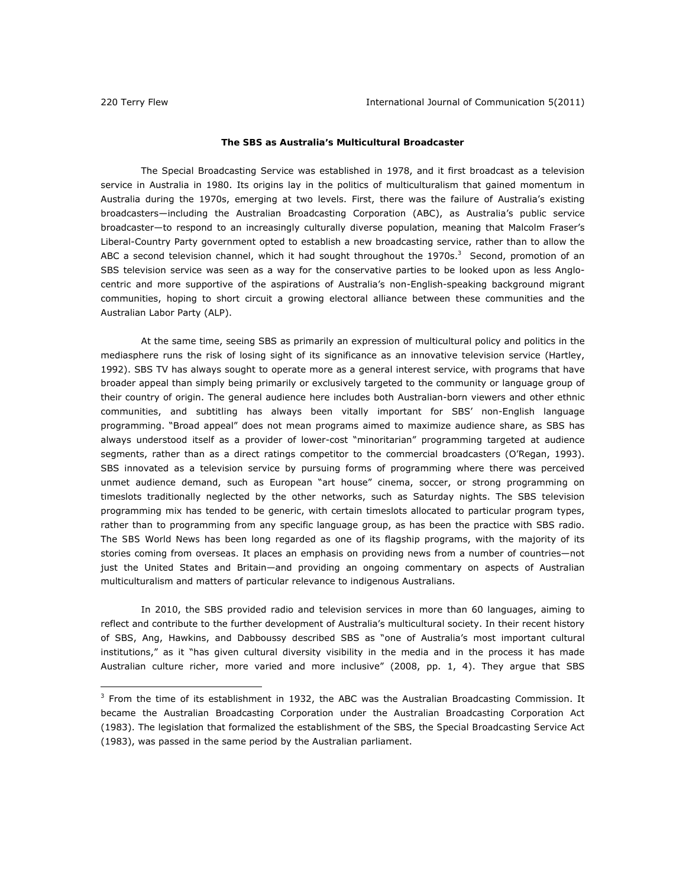### The SBS as Australia's Multicultural Broadcaster

The Special Broadcasting Service was established in 1978, and it first broadcast as a television service in Australia in 1980. Its origins lay in the politics of multiculturalism that gained momentum in Australia during the 1970s, emerging at two levels. First, there was the failure of Australia's existing broadcasters—including the Australian Broadcasting Corporation (ABC), as Australia's public service broadcaster—to respond to an increasingly culturally diverse population, meaning that Malcolm Fraser's Liberal-Country Party government opted to establish a new broadcasting service, rather than to allow the ABC a second television channel, which it had sought throughout the 1970s.[3] Second, promotion of an SBS television service was seen as a way for the conservative parties to be looked upon as less Anglo-centric and more supportive of the aspirations of Australia's non-English-speaking background migrant communities, hoping to short circuit a growing electoral alliance between these communities and the Australian Labor Party (ALP).

At the same time, seeing SBS as primarily an expression of multicultural policy and politics in the mediasphere runs the risk of losing sight of its significance as an innovative television service (Hartley, 1992). SBS TV has always sought to operate more as a general interest service, with programs that have broader appeal than simply being primarily or exclusively targeted to the community or language group of their country of origin. The general audience here includes both Australian-born viewers and other ethnic communities, and subtitling has always been vitally important for SBS' non-English language programming. "Broad appeal" does not mean programs aimed to maximize audience share, as SBS has always understood itself as a provider of lower-cost "minoritarian" programming targeted at audience segments, rather than as a direct ratings competitor to the commercial broadcasters (O'Regan, 1993). SBS innovated as a television service by pursuing forms of programming where there was perceived unmet audience demand, such as European "art house" cinema, soccer, or strong programming on timeslots traditionally neglected by the other networks, such as Saturday nights. The SBS television programming mix has tended to be generic, with certain timeslots allocated to particular program types, rather than to programming from any specific language group, as has been the practice with SBS radio. The SBS World News has been long regarded as one of its flagship programs, with the majority of its stories coming from overseas. It places an emphasis on providing news from a number of countries—not just the United States and Britain—and providing an ongoing commentary on aspects of Australian multiculturalism and matters of particular relevance to indigenous Australians.

In 2010, the SBS provided radio and television services in more than 60 languages, aiming to reflect and contribute to the further development of Australia's multicultural society. In their recent history of SBS, Ang, Hawkins, and Dabboussy described SBS as "one of Australia's most important cultural institutions," as it "has given cultural diversity visibility in the media and in the process it has made Australian culture richer, more varied and more inclusive" (2008, pp. 1, 4). They argue that SBS

---

[3] From the time of its establishment in 1932, the ABC was the Australian Broadcasting Commission. It became the Australian Broadcasting Corporation under the Australian Broadcasting Corporation Act (1983). The legislation that formalized the establishment of the SBS, the Special Broadcasting Service Act (1983), was passed in the same period by the Australian parliament.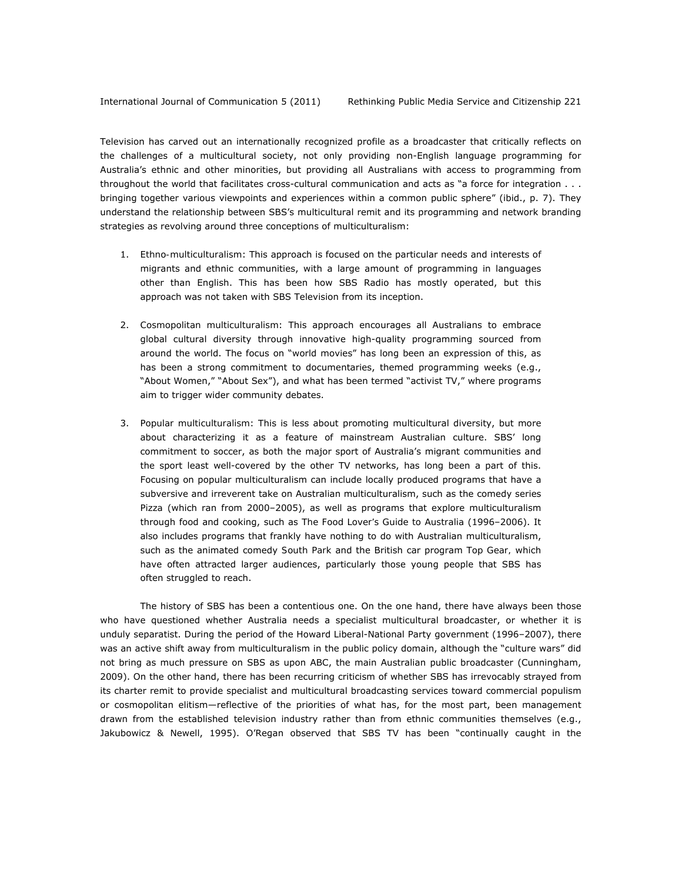Television has carved out an internationally recognized profile as a broadcaster that critically reflects on the challenges of a multicultural society, not only providing non-English language programming for Australia's ethnic and other minorities, but providing all Australians with access to programming from throughout the world that facilitates cross-cultural communication and acts as "a force for integration . . . bringing together various viewpoints and experiences within a common public sphere" (ibid., p. 7). They understand the relationship between SBS's multicultural remit and its programming and network branding strategies as revolving around three conceptions of multiculturalism:

1. Ethno-multiculturalism: This approach is focused on the particular needs and interests of migrants and ethnic communities, with a large amount of programming in languages other than English. This has been how SBS Radio has mostly operated, but this approach was not taken with SBS Television from its inception.

2. Cosmopolitan multiculturalism: This approach encourages all Australians to embrace global cultural diversity through innovative high-quality programming sourced from around the world. The focus on "world movies" has long been an expression of this, as has been a strong commitment to documentaries, themed programming weeks (e.g., "About Women," "About Sex"), and what has been termed "activist TV," where programs aim to trigger wider community debates.

3. Popular multiculturalism: This is less about promoting multicultural diversity, but more about characterizing it as a feature of mainstream Australian culture. SBS' long commitment to soccer, as both the major sport of Australia's migrant communities and the sport least well-covered by the other TV networks, has long been a part of this. Focusing on popular multiculturalism can include locally produced programs that have a subversive and irreverent take on Australian multiculturalism, such as the comedy series Pizza (which ran from 2000–2005), as well as programs that explore multiculturalism through food and cooking, such as The Food Lover's Guide to Australia (1996–2006). It also includes programs that frankly have nothing to do with Australian multiculturalism, such as the animated comedy South Park and the British car program Top Gear, which have often attracted larger audiences, particularly those young people that SBS has often struggled to reach.

The history of SBS has been a contentious one. On the one hand, there have always been those who have questioned whether Australia needs a specialist multicultural broadcaster, or whether it is unduly separatist. During the period of the Howard Liberal-National Party government (1996–2007), there was an active shift away from multiculturalism in the public policy domain, although the "culture wars" did not bring as much pressure on SBS as upon ABC, the main Australian public broadcaster (Cunningham, 2009). On the other hand, there has been recurring criticism of whether SBS has irrevocably strayed from its charter remit to provide specialist and multicultural broadcasting services toward commercial populism or cosmopolitan elitism—reflective of the priorities of what has, for the most part, been management drawn from the established television industry rather than from ethnic communities themselves (e.g., Jakubowicz & Newell, 1995). O'Regan observed that SBS TV has been "continually caught in the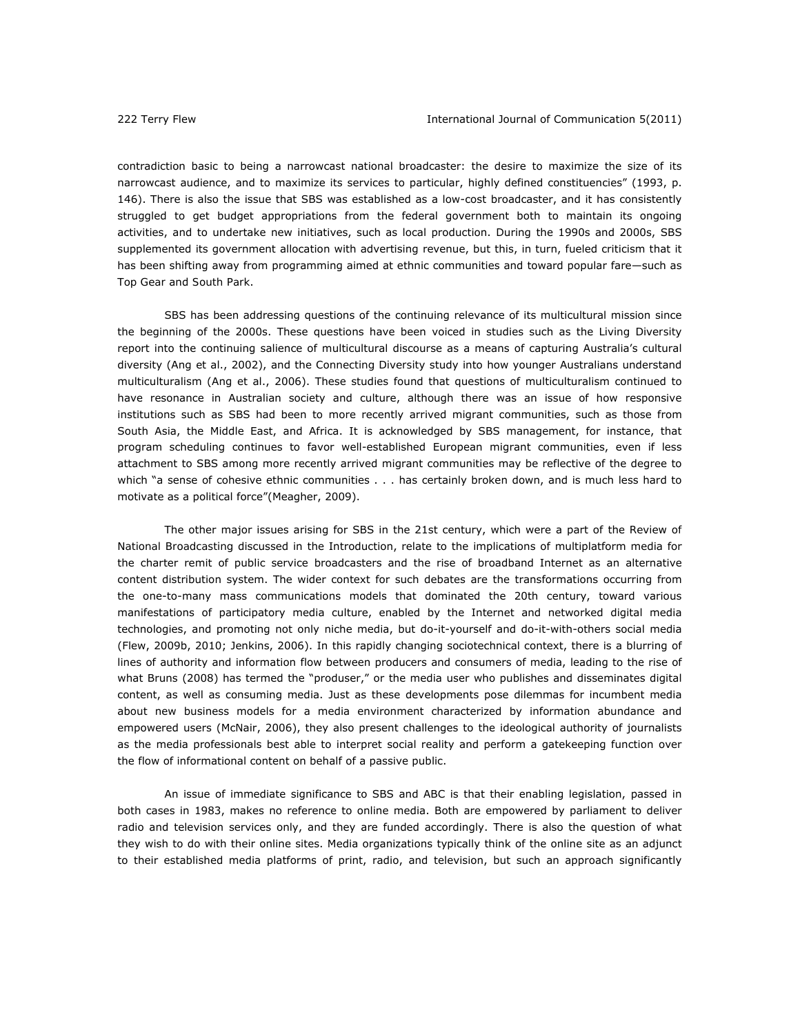contradiction basic to being a narrowcast national broadcaster: the desire to maximize the size of its narrowcast audience, and to maximize its services to particular, highly defined constituencies" (1993, p. 146). There is also the issue that SBS was established as a low-cost broadcaster, and it has consistently struggled to get budget appropriations from the federal government both to maintain its ongoing activities, and to undertake new initiatives, such as local production. During the 1990s and 2000s, SBS supplemented its government allocation with advertising revenue, but this, in turn, fueled criticism that it has been shifting away from programming aimed at ethnic communities and toward popular fare—such as Top Gear and South Park.

SBS has been addressing questions of the continuing relevance of its multicultural mission since the beginning of the 2000s. These questions have been voiced in studies such as the Living Diversity report into the continuing salience of multicultural discourse as a means of capturing Australia's cultural diversity (Ang et al., 2002), and the Connecting Diversity study into how younger Australians understand multiculturalism (Ang et al., 2006). These studies found that questions of multiculturalism continued to have resonance in Australian society and culture, although there was an issue of how responsive institutions such as SBS had been to more recently arrived migrant communities, such as those from South Asia, the Middle East, and Africa. It is acknowledged by SBS management, for instance, that program scheduling continues to favor well-established European migrant communities, even if less attachment to SBS among more recently arrived migrant communities may be reflective of the degree to which "a sense of cohesive ethnic communities . . . has certainly broken down, and is much less hard to motivate as a political force"(Meagher, 2009).

The other major issues arising for SBS in the 21st century, which were a part of the Review of National Broadcasting discussed in the Introduction, relate to the implications of multiplatform media for the charter remit of public service broadcasters and the rise of broadband Internet as an alternative content distribution system. The wider context for such debates are the transformations occurring from the one-to-many mass communications models that dominated the 20th century, toward various manifestations of participatory media culture, enabled by the Internet and networked digital media technologies, and promoting not only niche media, but do-it-yourself and do-it-with-others social media (Flew, 2009b, 2010; Jenkins, 2006). In this rapidly changing sociotechnical context, there is a blurring of lines of authority and information flow between producers and consumers of media, leading to the rise of what Bruns (2008) has termed the "produser," or the media user who publishes and disseminates digital content, as well as consuming media. Just as these developments pose dilemmas for incumbent media about new business models for a media environment characterized by information abundance and empowered users (McNair, 2006), they also present challenges to the ideological authority of journalists as the media professionals best able to interpret social reality and perform a gatekeeping function over the flow of informational content on behalf of a passive public.

An issue of immediate significance to SBS and ABC is that their enabling legislation, passed in both cases in 1983, makes no reference to online media. Both are empowered by parliament to deliver radio and television services only, and they are funded accordingly. There is also the question of what they wish to do with their online sites. Media organizations typically think of the online site as an adjunct to their established media platforms of print, radio, and television, but such an approach significantly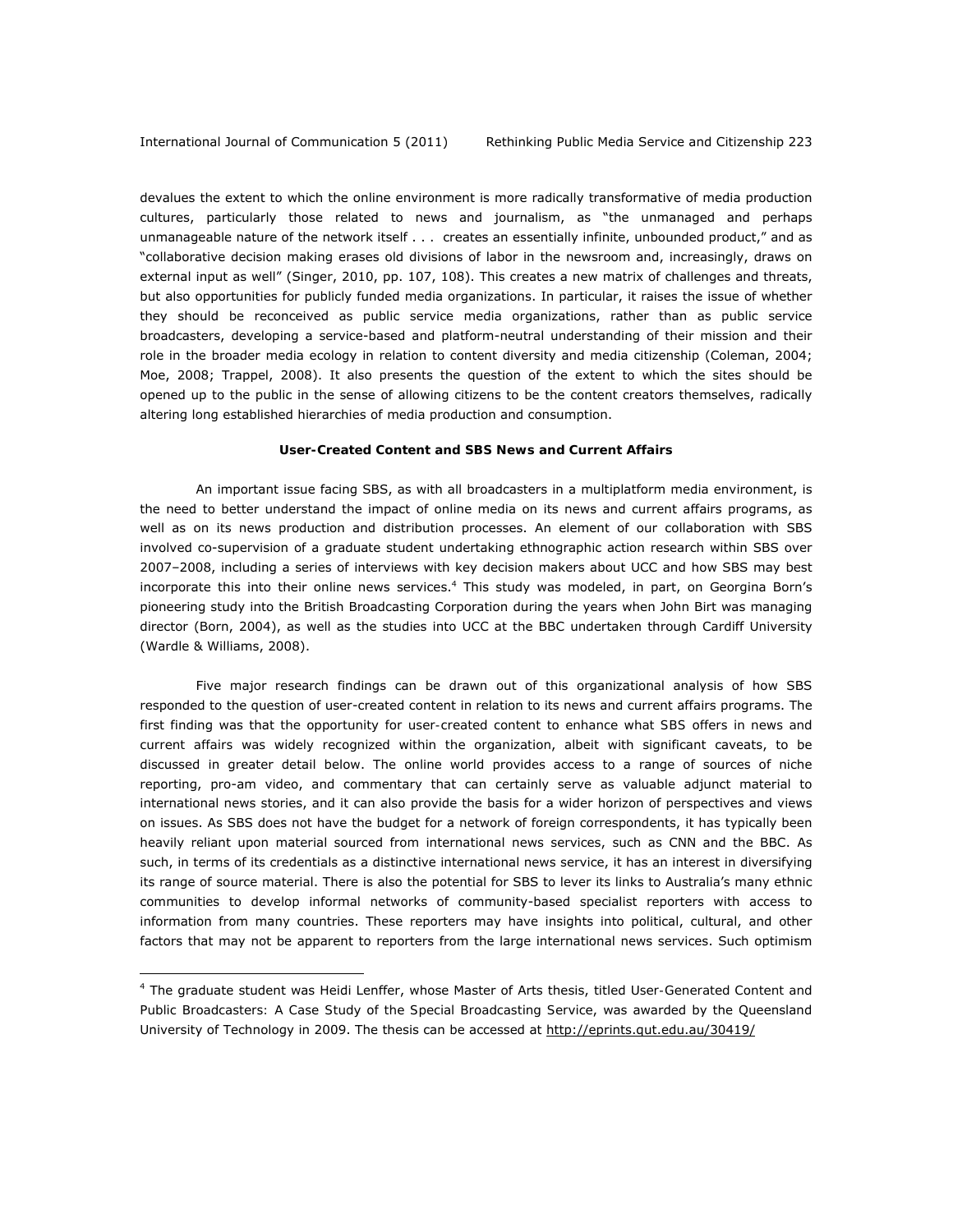devalues the extent to which the online environment is more radically transformative of media production cultures, particularly those related to news and journalism, as "the unmanaged and perhaps unmanageable nature of the network itself . . . creates an essentially infinite, unbounded product," and as "collaborative decision making erases old divisions of labor in the newsroom and, increasingly, draws on external input as well" (Singer, 2010, pp. 107, 108). This creates a new matrix of challenges and threats, but also opportunities for publicly funded media organizations. In particular, it raises the issue of whether they should be reconceived as public service media organizations, rather than as public service broadcasters, developing a service-based and platform-neutral understanding of their mission and their role in the broader media ecology in relation to content diversity and media citizenship (Coleman, 2004; Moe, 2008; Trappel, 2008). It also presents the question of the extent to which the sites should be opened up to the public in the sense of allowing citizens to be the content creators themselves, radically altering long established hierarchies of media production and consumption.

### User-Created Content and SBS News and Current Affairs

An important issue facing SBS, as with all broadcasters in a multiplatform media environment, is the need to better understand the impact of online media on its news and current affairs programs, as well as on its news production and distribution processes. An element of our collaboration with SBS involved co-supervision of a graduate student undertaking ethnographic action research within SBS over 2007–2008, including a series of interviews with key decision makers about UCC and how SBS may best incorporate this into their online news services.[4] This study was modeled, in part, on Georgina Born's pioneering study into the British Broadcasting Corporation during the years when John Birt was managing director (Born, 2004), as well as the studies into UCC at the BBC undertaken through Cardiff University (Wardle & Williams, 2008).

Five major research findings can be drawn out of this organizational analysis of how SBS responded to the question of user-created content in relation to its news and current affairs programs. The first finding was that the opportunity for user-created content to enhance what SBS offers in news and current affairs was widely recognized within the organization, albeit with significant caveats, to be discussed in greater detail below. The online world provides access to a range of sources of niche reporting, pro-am video, and commentary that can certainly serve as valuable adjunct material to international news stories, and it can also provide the basis for a wider horizon of perspectives and views on issues. As SBS does not have the budget for a network of foreign correspondents, it has typically been heavily reliant upon material sourced from international news services, such as CNN and the BBC. As such, in terms of its credentials as a distinctive international news service, it has an interest in diversifying its range of source material. There is also the potential for SBS to lever its links to Australia's many ethnic communities to develop informal networks of community-based specialist reporters with access to information from many countries. These reporters may have insights into political, cultural, and other factors that may not be apparent to reporters from the large international news services. Such optimism

---

[4] The graduate student was Heidi Lenffer, whose Master of Arts thesis, titled User-Generated Content and Public Broadcasters: A Case Study of the Special Broadcasting Service, was awarded by the Queensland University of Technology in 2009. The thesis can be accessed at http://eprints.qut.edu.au/30419/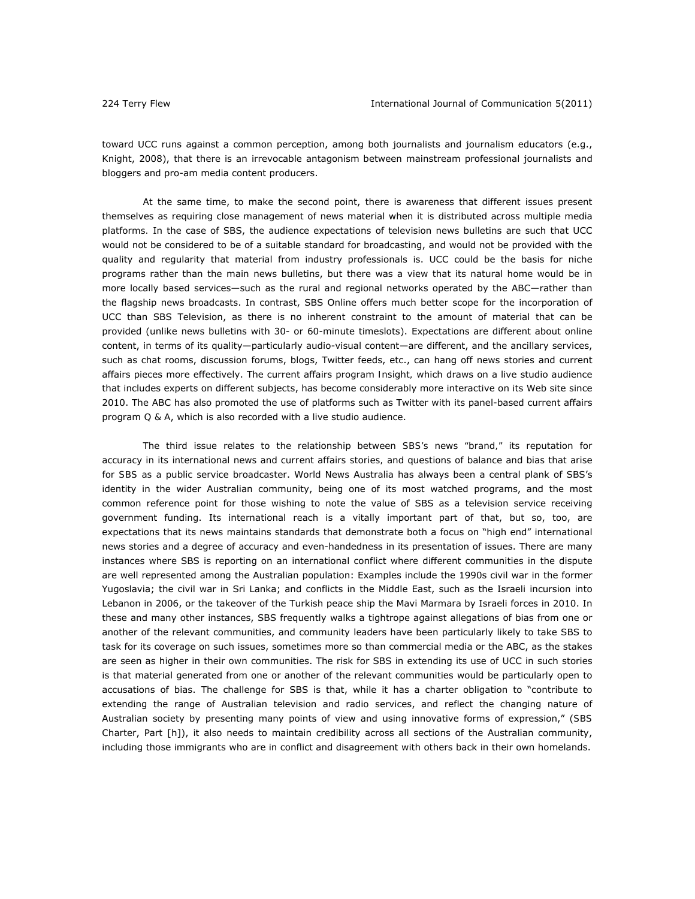toward UCC runs against a common perception, among both journalists and journalism educators (e.g., Knight, 2008), that there is an irrevocable antagonism between mainstream professional journalists and bloggers and pro-am media content producers.

At the same time, to make the second point, there is awareness that different issues present themselves as requiring close management of news material when it is distributed across multiple media platforms. In the case of SBS, the audience expectations of television news bulletins are such that UCC would not be considered to be of a suitable standard for broadcasting, and would not be provided with the quality and regularity that material from industry professionals is. UCC could be the basis for niche programs rather than the main news bulletins, but there was a view that its natural home would be in more locally based services—such as the rural and regional networks operated by the ABC—rather than the flagship news broadcasts. In contrast, SBS Online offers much better scope for the incorporation of UCC than SBS Television, as there is no inherent constraint to the amount of material that can be provided (unlike news bulletins with 30- or 60-minute timeslots). Expectations are different about online content, in terms of its quality—particularly audio-visual content—are different, and the ancillary services, such as chat rooms, discussion forums, blogs, Twitter feeds, etc., can hang off news stories and current affairs pieces more effectively. The current affairs program Insight, which draws on a live studio audience that includes experts on different subjects, has become considerably more interactive on its Web site since 2010. The ABC has also promoted the use of platforms such as Twitter with its panel-based current affairs program Q & A, which is also recorded with a live studio audience.

The third issue relates to the relationship between SBS's news "brand," its reputation for accuracy in its international news and current affairs stories, and questions of balance and bias that arise for SBS as a public service broadcaster. World News Australia has always been a central plank of SBS's identity in the wider Australian community, being one of its most watched programs, and the most common reference point for those wishing to note the value of SBS as a television service receiving government funding. Its international reach is a vitally important part of that, but so, too, are expectations that its news maintains standards that demonstrate both a focus on "high end" international news stories and a degree of accuracy and even-handedness in its presentation of issues. There are many instances where SBS is reporting on an international conflict where different communities in the dispute are well represented among the Australian population: Examples include the 1990s civil war in the former Yugoslavia; the civil war in Sri Lanka; and conflicts in the Middle East, such as the Israeli incursion into Lebanon in 2006, or the takeover of the Turkish peace ship the Mavi Marmara by Israeli forces in 2010. In these and many other instances, SBS frequently walks a tightrope against allegations of bias from one or another of the relevant communities, and community leaders have been particularly likely to take SBS to task for its coverage on such issues, sometimes more so than commercial media or the ABC, as the stakes are seen as higher in their own communities. The risk for SBS in extending its use of UCC in such stories is that material generated from one or another of the relevant communities would be particularly open to accusations of bias. The challenge for SBS is that, while it has a charter obligation to "contribute to extending the range of Australian television and radio services, and reflect the changing nature of Australian society by presenting many points of view and using innovative forms of expression," (SBS Charter, Part [h]), it also needs to maintain credibility across all sections of the Australian community, including those immigrants who are in conflict and disagreement with others back in their own homelands.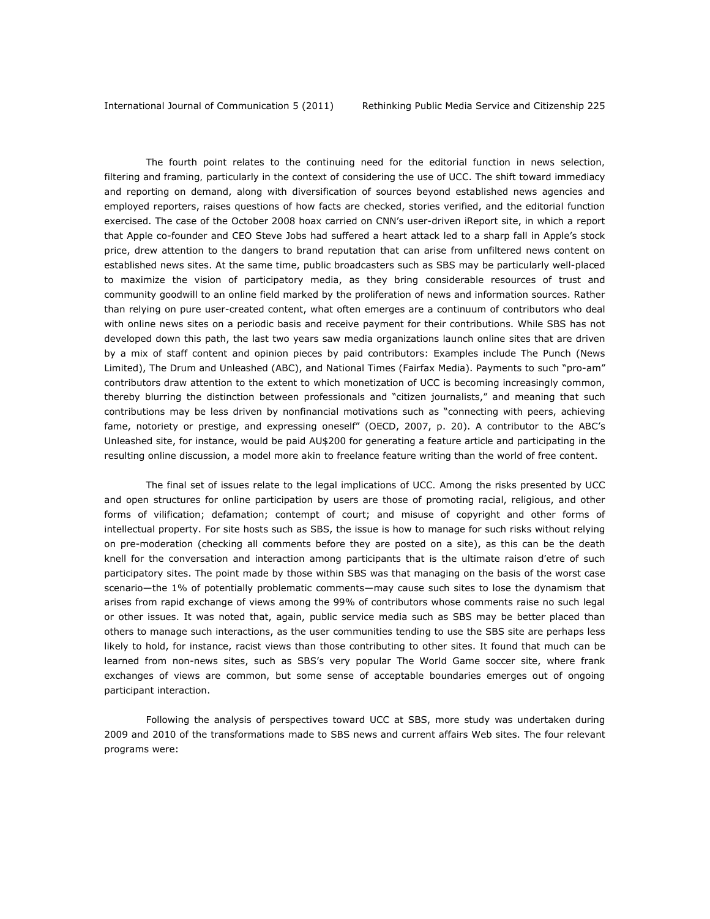The fourth point relates to the continuing need for the editorial function in news selection, filtering and framing, particularly in the context of considering the use of UCC. The shift toward immediacy and reporting on demand, along with diversification of sources beyond established news agencies and employed reporters, raises questions of how facts are checked, stories verified, and the editorial function exercised. The case of the October 2008 hoax carried on CNN's user-driven iReport site, in which a report that Apple co-founder and CEO Steve Jobs had suffered a heart attack led to a sharp fall in Apple's stock price, drew attention to the dangers to brand reputation that can arise from unfiltered news content on established news sites. At the same time, public broadcasters such as SBS may be particularly well-placed to maximize the vision of participatory media, as they bring considerable resources of trust and community goodwill to an online field marked by the proliferation of news and information sources. Rather than relying on pure user-created content, what often emerges are a continuum of contributors who deal with online news sites on a periodic basis and receive payment for their contributions. While SBS has not developed down this path, the last two years saw media organizations launch online sites that are driven by a mix of staff content and opinion pieces by paid contributors: Examples include The Punch (News Limited), The Drum and Unleashed (ABC), and National Times (Fairfax Media). Payments to such "pro-am" contributors draw attention to the extent to which monetization of UCC is becoming increasingly common, thereby blurring the distinction between professionals and "citizen journalists," and meaning that such contributions may be less driven by nonfinancial motivations such as "connecting with peers, achieving fame, notoriety or prestige, and expressing oneself" (OECD, 2007, p. 20). A contributor to the ABC's Unleashed site, for instance, would be paid AU$200 for generating a feature article and participating in the resulting online discussion, a model more akin to freelance feature writing than the world of free content.

The final set of issues relate to the legal implications of UCC. Among the risks presented by UCC and open structures for online participation by users are those of promoting racial, religious, and other forms of vilification; defamation; contempt of court; and misuse of copyright and other forms of intellectual property. For site hosts such as SBS, the issue is how to manage for such risks without relying on pre-moderation (checking all comments before they are posted on a site), as this can be the death knell for the conversation and interaction among participants that is the ultimate raison d'etre of such participatory sites. The point made by those within SBS was that managing on the basis of the worst case scenario—the 1% of potentially problematic comments—may cause such sites to lose the dynamism that arises from rapid exchange of views among the 99% of contributors whose comments raise no such legal or other issues. It was noted that, again, public service media such as SBS may be better placed than others to manage such interactions, as the user communities tending to use the SBS site are perhaps less likely to hold, for instance, racist views than those contributing to other sites. It found that much can be learned from non-news sites, such as SBS's very popular The World Game soccer site, where frank exchanges of views are common, but some sense of acceptable boundaries emerges out of ongoing participant interaction.

Following the analysis of perspectives toward UCC at SBS, more study was undertaken during 2009 and 2010 of the transformations made to SBS news and current affairs Web sites. The four relevant programs were: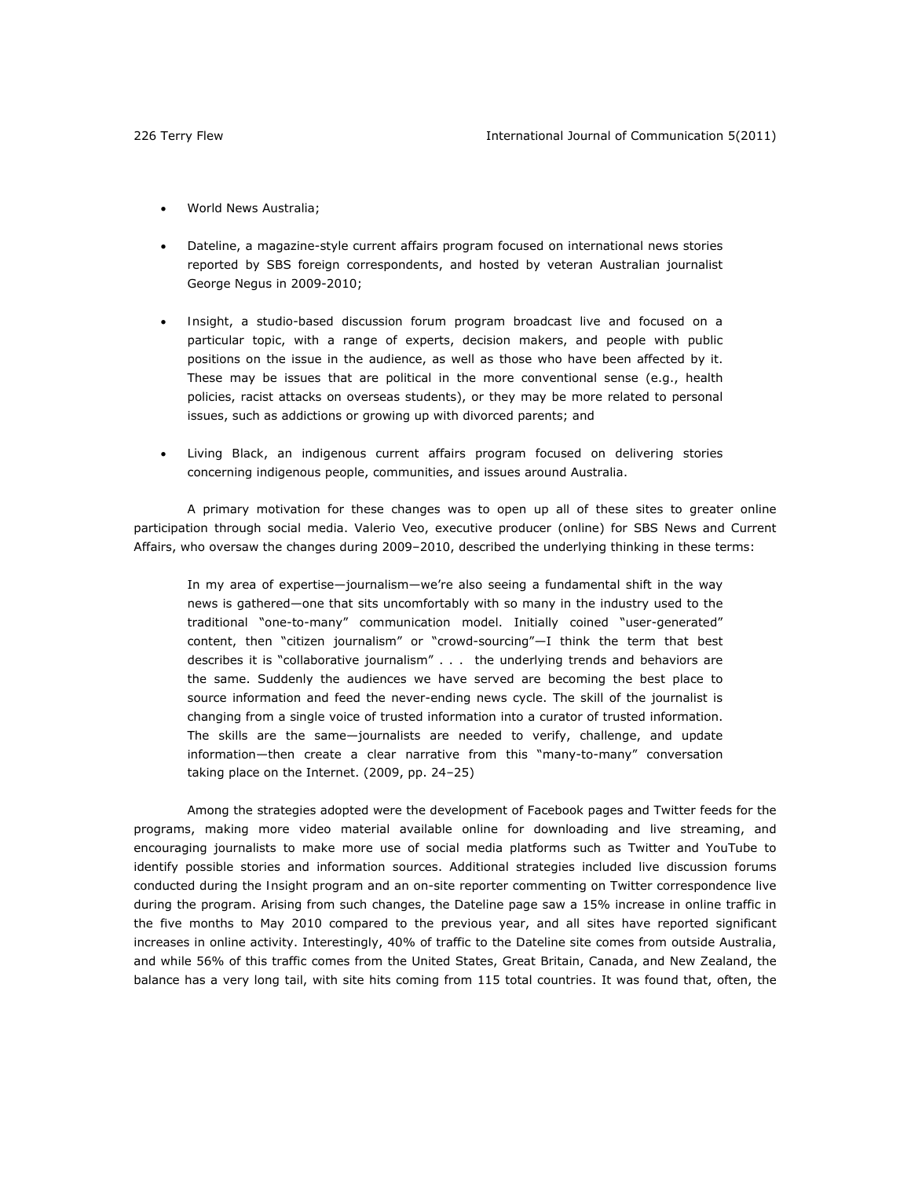- World News Australia;
- Dateline, a magazine-style current affairs program focused on international news stories reported by SBS foreign correspondents, and hosted by veteran Australian journalist George Negus in 2009-2010;
- Insight, a studio-based discussion forum program broadcast live and focused on a particular topic, with a range of experts, decision makers, and people with public positions on the issue in the audience, as well as those who have been affected by it. These may be issues that are political in the more conventional sense (e.g., health policies, racist attacks on overseas students), or they may be more related to personal issues, such as addictions or growing up with divorced parents; and
- Living Black, an indigenous current affairs program focused on delivering stories concerning indigenous people, communities, and issues around Australia.

A primary motivation for these changes was to open up all of these sites to greater online participation through social media. Valerio Veo, executive producer (online) for SBS News and Current Affairs, who oversaw the changes during 2009–2010, described the underlying thinking in these terms:

> In my area of expertise—journalism—we're also seeing a fundamental shift in the way news is gathered—one that sits uncomfortably with so many in the industry used to the traditional "one-to-many" communication model. Initially coined "user-generated" content, then "citizen journalism" or "crowd-sourcing"—I think the term that best describes it is "collaborative journalism" . . . the underlying trends and behaviors are the same. Suddenly the audiences we have served are becoming the best place to source information and feed the never-ending news cycle. The skill of the journalist is changing from a single voice of trusted information into a curator of trusted information. The skills are the same—journalists are needed to verify, challenge, and update information—then create a clear narrative from this "many-to-many" conversation taking place on the Internet. (2009, pp. 24–25)

Among the strategies adopted were the development of Facebook pages and Twitter feeds for the programs, making more video material available online for downloading and live streaming, and encouraging journalists to make more use of social media platforms such as Twitter and YouTube to identify possible stories and information sources. Additional strategies included live discussion forums conducted during the Insight program and an on-site reporter commenting on Twitter correspondence live during the program. Arising from such changes, the Dateline page saw a 15% increase in online traffic in the five months to May 2010 compared to the previous year, and all sites have reported significant increases in online activity. Interestingly, 40% of traffic to the Dateline site comes from outside Australia, and while 56% of this traffic comes from the United States, Great Britain, Canada, and New Zealand, the balance has a very long tail, with site hits coming from 115 total countries. It was found that, often, the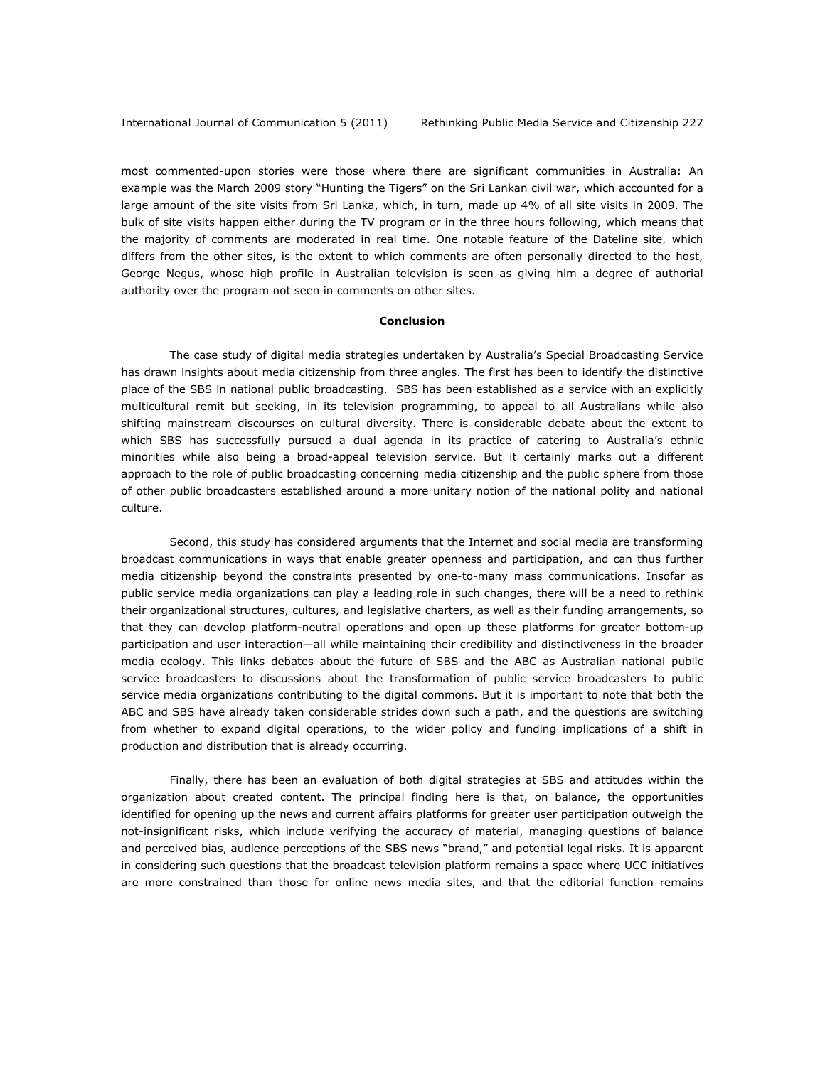most commented-upon stories were those where there are significant communities in Australia: An example was the March 2009 story "Hunting the Tigers" on the Sri Lankan civil war, which accounted for a large amount of the site visits from Sri Lanka, which, in turn, made up 4% of all site visits in 2009. The bulk of site visits happen either during the TV program or in the three hours following, which means that the majority of comments are moderated in real time. One notable feature of the Dateline site, which differs from the other sites, is the extent to which comments are often personally directed to the host, George Negus, whose high profile in Australian television is seen as giving him a degree of authorial authority over the program not seen in comments on other sites.

## Conclusion

The case study of digital media strategies undertaken by Australia's Special Broadcasting Service has drawn insights about media citizenship from three angles. The first has been to identify the distinctive place of the SBS in national public broadcasting. SBS has been established as a service with an explicitly multicultural remit but seeking, in its television programming, to appeal to all Australians while also shifting mainstream discourses on cultural diversity. There is considerable debate about the extent to which SBS has successfully pursued a dual agenda in its practice of catering to Australia's ethnic minorities while also being a broad-appeal television service. But it certainly marks out a different approach to the role of public broadcasting concerning media citizenship and the public sphere from those of other public broadcasters established around a more unitary notion of the national polity and national culture.

Second, this study has considered arguments that the Internet and social media are transforming broadcast communications in ways that enable greater openness and participation, and can thus further media citizenship beyond the constraints presented by one-to-many mass communications. Insofar as public service media organizations can play a leading role in such changes, there will be a need to rethink their organizational structures, cultures, and legislative charters, as well as their funding arrangements, so that they can develop platform-neutral operations and open up these platforms for greater bottom-up participation and user interaction—all while maintaining their credibility and distinctiveness in the broader media ecology. This links debates about the future of SBS and the ABC as Australian national public service broadcasters to discussions about the transformation of public service broadcasters to public service media organizations contributing to the digital commons. But it is important to note that both the ABC and SBS have already taken considerable strides down such a path, and the questions are switching from whether to expand digital operations, to the wider policy and funding implications of a shift in production and distribution that is already occurring.

Finally, there has been an evaluation of both digital strategies at SBS and attitudes within the organization about created content. The principal finding here is that, on balance, the opportunities identified for opening up the news and current affairs platforms for greater user participation outweigh the not-insignificant risks, which include verifying the accuracy of material, managing questions of balance and perceived bias, audience perceptions of the SBS news "brand," and potential legal risks. It is apparent in considering such questions that the broadcast television platform remains a space where UCC initiatives are more constrained than those for online news media sites, and that the editorial function remains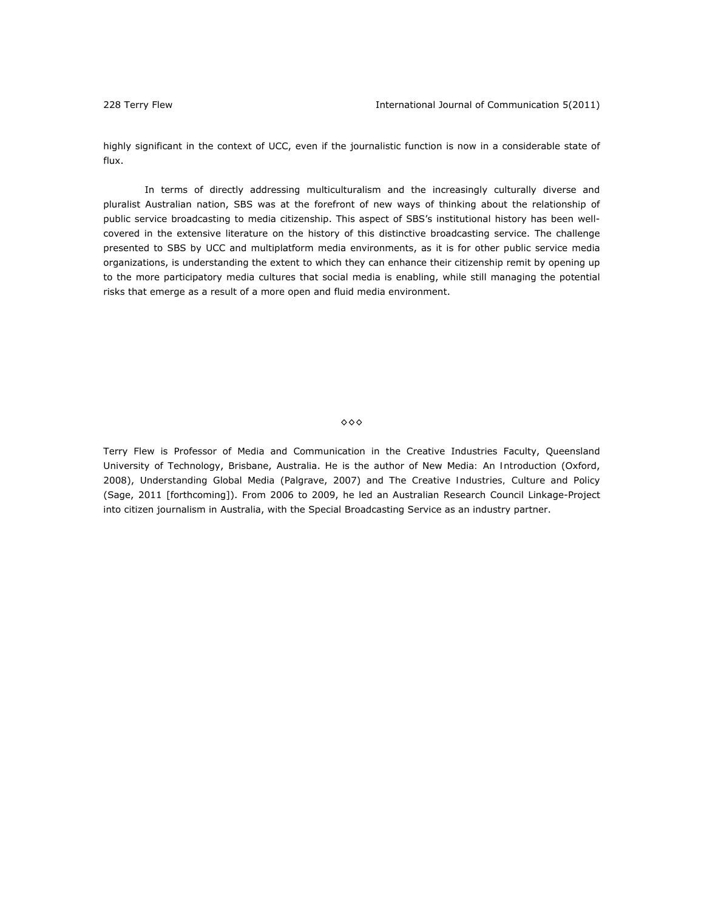highly significant in the context of UCC, even if the journalistic function is now in a considerable state of flux.

In terms of directly addressing multiculturalism and the increasingly culturally diverse and pluralist Australian nation, SBS was at the forefront of new ways of thinking about the relationship of public service broadcasting to media citizenship. This aspect of SBS's institutional history has been well-covered in the extensive literature on the history of this distinctive broadcasting service. The challenge presented to SBS by UCC and multiplatform media environments, as it is for other public service media organizations, is understanding the extent to which they can enhance their citizenship remit by opening up to the more participatory media cultures that social media is enabling, while still managing the potential risks that emerge as a result of a more open and fluid media environment.

◇◇◇

Terry Flew is Professor of Media and Communication in the Creative Industries Faculty, Queensland University of Technology, Brisbane, Australia. He is the author of New Media: An Introduction (Oxford, 2008), Understanding Global Media (Palgrave, 2007) and The Creative Industries, Culture and Policy (Sage, 2011 [forthcoming]). From 2006 to 2009, he led an Australian Research Council Linkage-Project into citizen journalism in Australia, with the Special Broadcasting Service as an industry partner.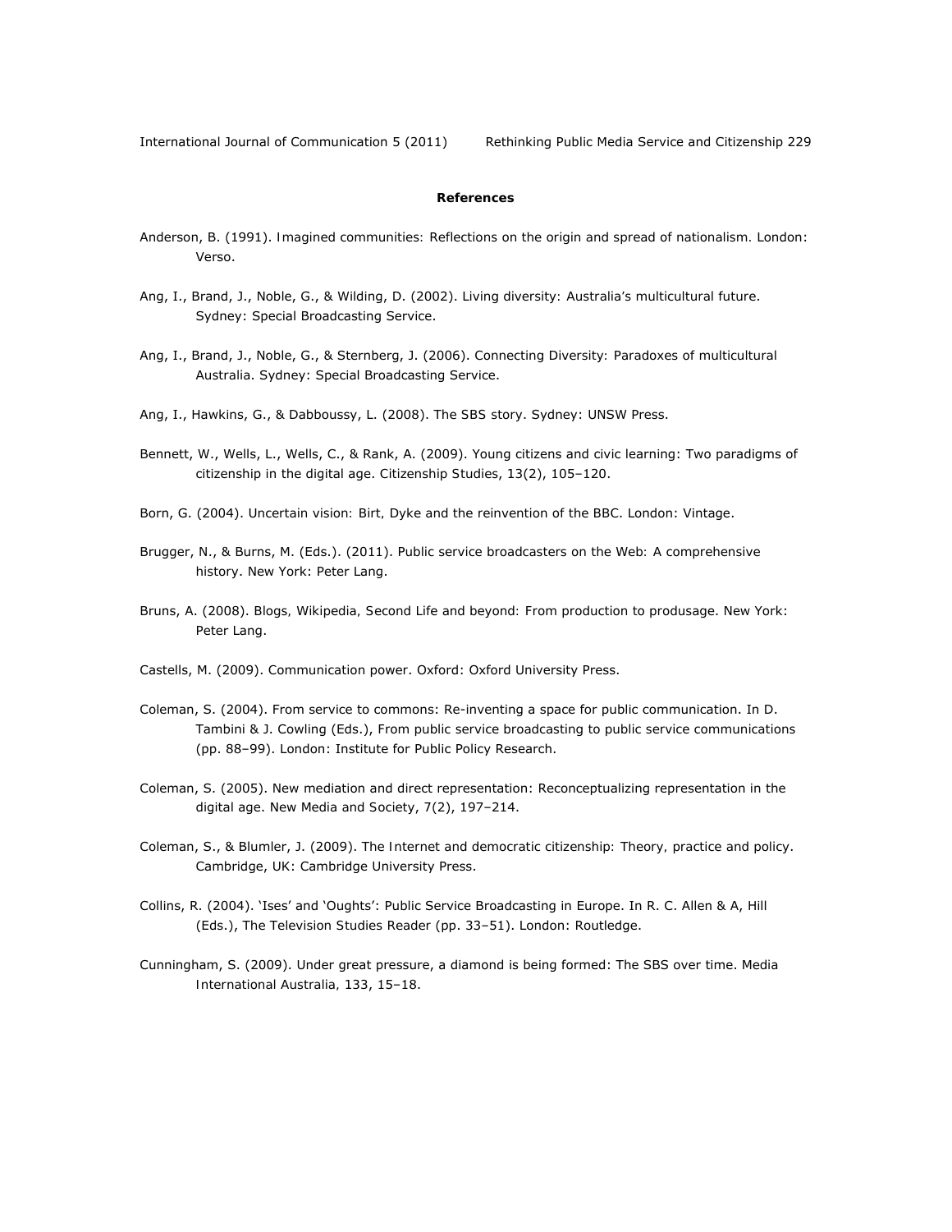**References**

Anderson, B. (1991). *Imagined communities: Reflections on the origin and spread of nationalism*. London: Verso.

Ang, I., Brand, J., Noble, G., & Wilding, D. (2002). *Living diversity: Australia's multicultural future*. Sydney: Special Broadcasting Service.

Ang, I., Brand, J., Noble, G., & Sternberg, J. (2006). *Connecting Diversity: Paradoxes of multicultural Australia*. Sydney: Special Broadcasting Service.

Ang, I., Hawkins, G., & Dabboussy, L. (2008). *The SBS story*. Sydney: UNSW Press.

Bennett, W., Wells, L., Wells, C., & Rank, A. (2009). Young citizens and civic learning: Two paradigms of citizenship in the digital age. *Citizenship Studies, 13*(2), 105–120.

Born, G. (2004). *Uncertain vision: Birt, Dyke and the reinvention of the BBC*. London: Vintage.

Brugger, N., & Burns, M. (Eds.). (2011). *Public service broadcasters on the Web: A comprehensive history*. New York: Peter Lang.

Bruns, A. (2008). *Blogs, Wikipedia, Second Life and beyond: From production to produsage*. New York: Peter Lang.

Castells, M. (2009). *Communication power*. Oxford: Oxford University Press.

Coleman, S. (2004). From service to commons: Re-inventing a space for public communication. In D. Tambini & J. Cowling (Eds.), *From public service broadcasting to public service communications* (pp. 88–99). London: Institute for Public Policy Research.

Coleman, S. (2005). New mediation and direct representation: Reconceptualizing representation in the digital age. *New Media and Society, 7*(2), 197–214.

Coleman, S., & Blumler, J. (2009). *The Internet and democratic citizenship: Theory, practice and policy*. Cambridge, UK: Cambridge University Press.

Collins, R. (2004). 'Ises' and 'Oughts': Public Service Broadcasting in Europe. In R. C. Allen & A, Hill (Eds.), *The Television Studies Reader* (pp. 33–51). London: Routledge.

Cunningham, S. (2009). Under great pressure, a diamond is being formed: The SBS over time. *Media International Australia, 133*, 15–18.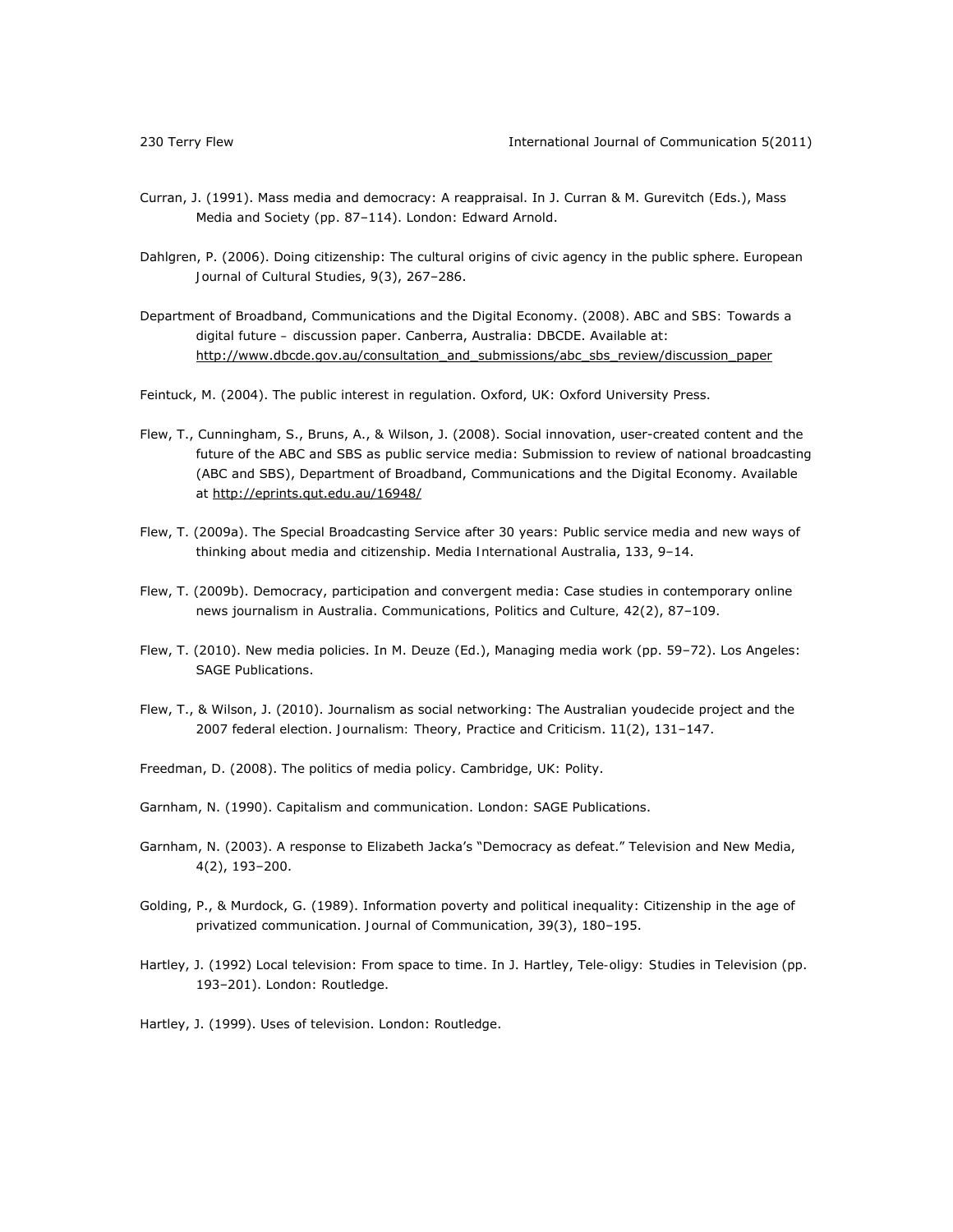Curran, J. (1991). Mass media and democracy: A reappraisal. In J. Curran & M. Gurevitch (Eds.), *Mass Media and Society* (pp. 87–114). London: Edward Arnold.

Dahlgren, P. (2006). Doing citizenship: The cultural origins of civic agency in the public sphere. *European Journal of Cultural Studies*, *9*(3), 267–286.

Department of Broadband, Communications and the Digital Economy. (2008). *ABC and SBS: Towards a digital future – discussion paper*. Canberra, Australia: DBCDE. Available at: http://www.dbcde.gov.au/consultation_and_submissions/abc_sbs_review/discussion_paper

Feintuck, M. (2004). *The public interest in regulation*. Oxford, UK: Oxford University Press.

Flew, T., Cunningham, S., Bruns, A., & Wilson, J. (2008). *Social innovation, user-created content and the future of the ABC and SBS as public service media: Submission to review of national broadcasting (ABC and SBS), Department of Broadband, Communications and the Digital Economy*. Available at http://eprints.qut.edu.au/16948/

Flew, T. (2009a). The Special Broadcasting Service after 30 years: Public service media and new ways of thinking about media and citizenship. *Media International Australia*, *133*, 9–14.

Flew, T. (2009b). Democracy, participation and convergent media: Case studies in contemporary online news journalism in Australia. *Communications, Politics and Culture*, *42*(2), 87–109.

Flew, T. (2010). New media policies. In M. Deuze (Ed.), *Managing media work* (pp. 59–72). Los Angeles: SAGE Publications.

Flew, T., & Wilson, J. (2010). Journalism as social networking: The Australian youdecide project and the 2007 federal election. *Journalism: Theory, Practice and Criticism*. *11*(2), 131–147.

Freedman, D. (2008). *The politics of media policy*. Cambridge, UK: Polity.

Garnham, N. (1990). *Capitalism and communication*. London: SAGE Publications.

Garnham, N. (2003). A response to Elizabeth Jacka's "Democracy as defeat." *Television and New Media*, *4*(2), 193–200.

Golding, P., & Murdock, G. (1989). Information poverty and political inequality: Citizenship in the age of privatized communication. *Journal of Communication*, *39*(3), 180–195.

Hartley, J. (1992) Local television: From space to time. In J. Hartley, *Tele-oligy: Studies in Television* (pp. 193–201). London: Routledge.

Hartley, J. (1999). *Uses of television*. London: Routledge.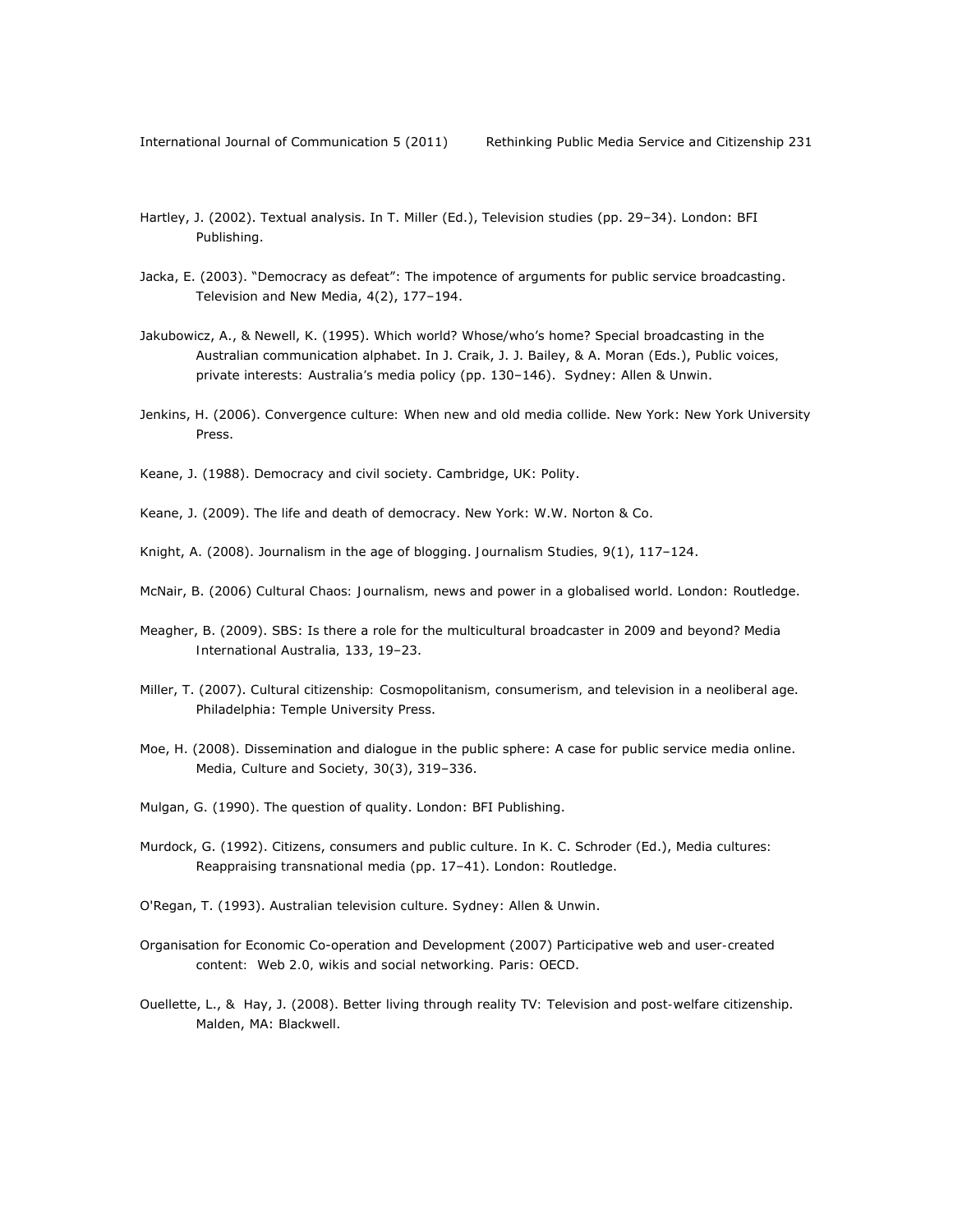Hartley, J. (2002). Textual analysis. In T. Miller (Ed.), *Television studies* (pp. 29–34). London: BFI Publishing.

Jacka, E. (2003). "Democracy as defeat": The impotence of arguments for public service broadcasting. *Television and New Media, 4*(2), 177–194.

Jakubowicz, A., & Newell, K. (1995). Which world? Whose/who's home? Special broadcasting in the Australian communication alphabet. In J. Craik, J. J. Bailey, & A. Moran (Eds.), *Public voices, private interests: Australia's media policy* (pp. 130–146). Sydney: Allen & Unwin.

Jenkins, H. (2006). *Convergence culture: When new and old media collide*. New York: New York University Press.

Keane, J. (1988). *Democracy and civil society*. Cambridge, UK: Polity.

Keane, J. (2009). *The life and death of democracy*. New York: W.W. Norton & Co.

Knight, A. (2008). Journalism in the age of blogging. *Journalism Studies, 9*(1), 117–124.

McNair, B. (2006) *Cultural Chaos: Journalism, news and power in a globalised world*. London: Routledge.

Meagher, B. (2009). SBS: Is there a role for the multicultural broadcaster in 2009 and beyond? *Media International Australia, 133*, 19–23.

Miller, T. (2007). *Cultural citizenship: Cosmopolitanism, consumerism, and television in a neoliberal age*. Philadelphia: Temple University Press.

Moe, H. (2008). Dissemination and dialogue in the public sphere: A case for public service media online. *Media, Culture and Society, 30*(3), 319–336.

Mulgan, G. (1990). *The question of quality*. London: BFI Publishing.

Murdock, G. (1992). Citizens, consumers and public culture. In K. C. Schroder (Ed.), *Media cultures: Reappraising transnational media* (pp. 17–41). London: Routledge.

O'Regan, T. (1993). *Australian television culture*. Sydney: Allen & Unwin.

Organisation for Economic Co-operation and Development (2007) *Participative web and user-created content: Web 2.0, wikis and social networking*. Paris: OECD.

Ouellette, L., & Hay, J. (2008). *Better living through reality TV: Television and post-welfare citizenship*. Malden, MA: Blackwell.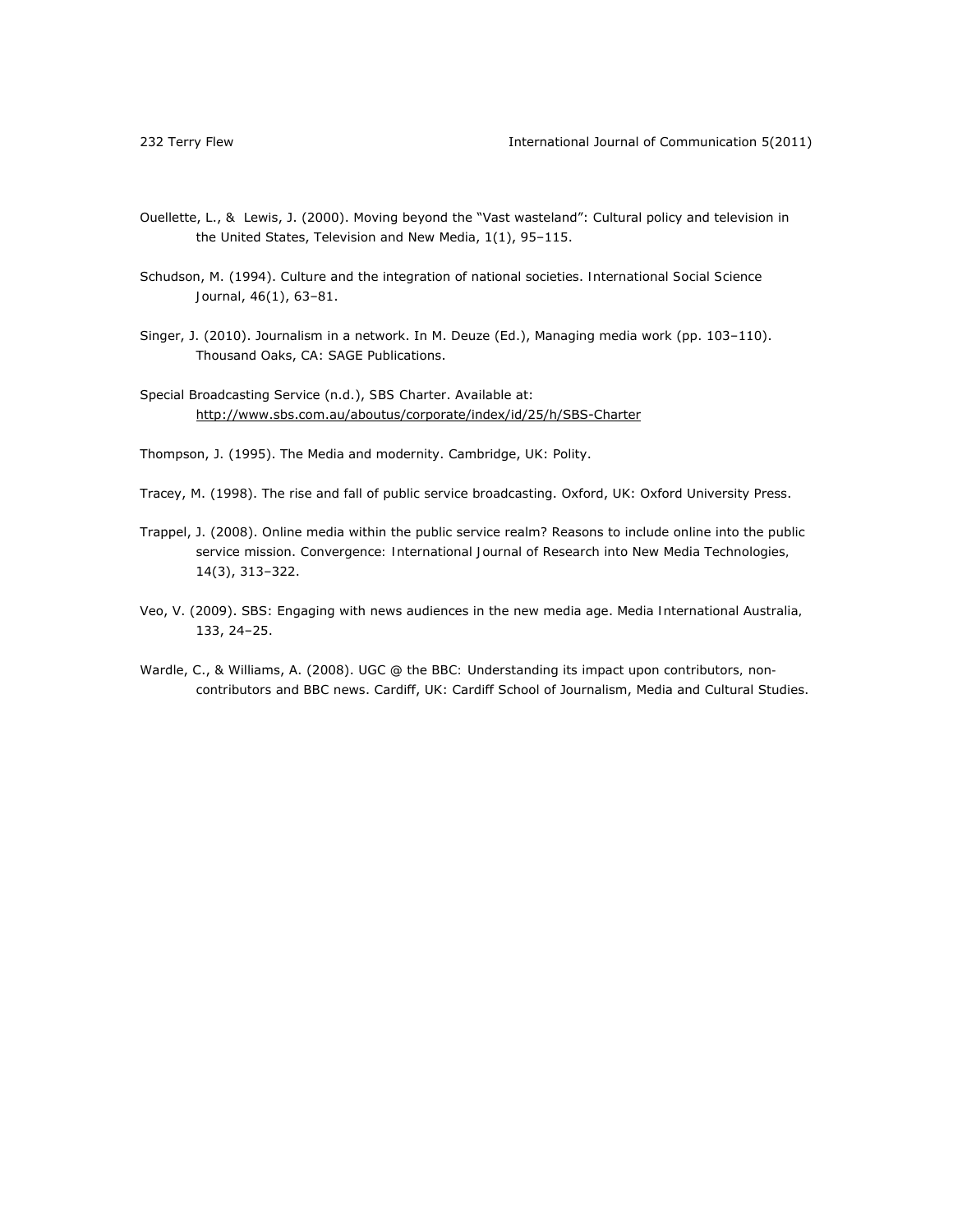Ouellette, L., & Lewis, J. (2000). Moving beyond the "Vast wasteland": Cultural policy and television in the United States, *Television and New Media*, 1(1), 95–115.

Schudson, M. (1994). Culture and the integration of national societies. *International Social Science Journal*, 46(1), 63–81.

Singer, J. (2010). Journalism in a network. In M. Deuze (Ed.), *Managing media work* (pp. 103–110). Thousand Oaks, CA: SAGE Publications.

Special Broadcasting Service (n.d.), *SBS Charter*. Available at: http://www.sbs.com.au/aboutus/corporate/index/id/25/h/SBS-Charter

Thompson, J. (1995). *The Media and modernity*. Cambridge, UK: Polity.

Tracey, M. (1998). *The rise and fall of public service broadcasting*. Oxford, UK: Oxford University Press.

Trappel, J. (2008). Online media within the public service realm? Reasons to include online into the public service mission. *Convergence: International Journal of Research into New Media Technologies*, 14(3), 313–322.

Veo, V. (2009). SBS: Engaging with news audiences in the new media age. *Media International Australia*, 133, 24–25.

Wardle, C., & Williams, A. (2008). *UGC @ the BBC: Understanding its impact upon contributors, non-contributors and BBC news*. Cardiff, UK: Cardiff School of Journalism, Media and Cultural Studies.